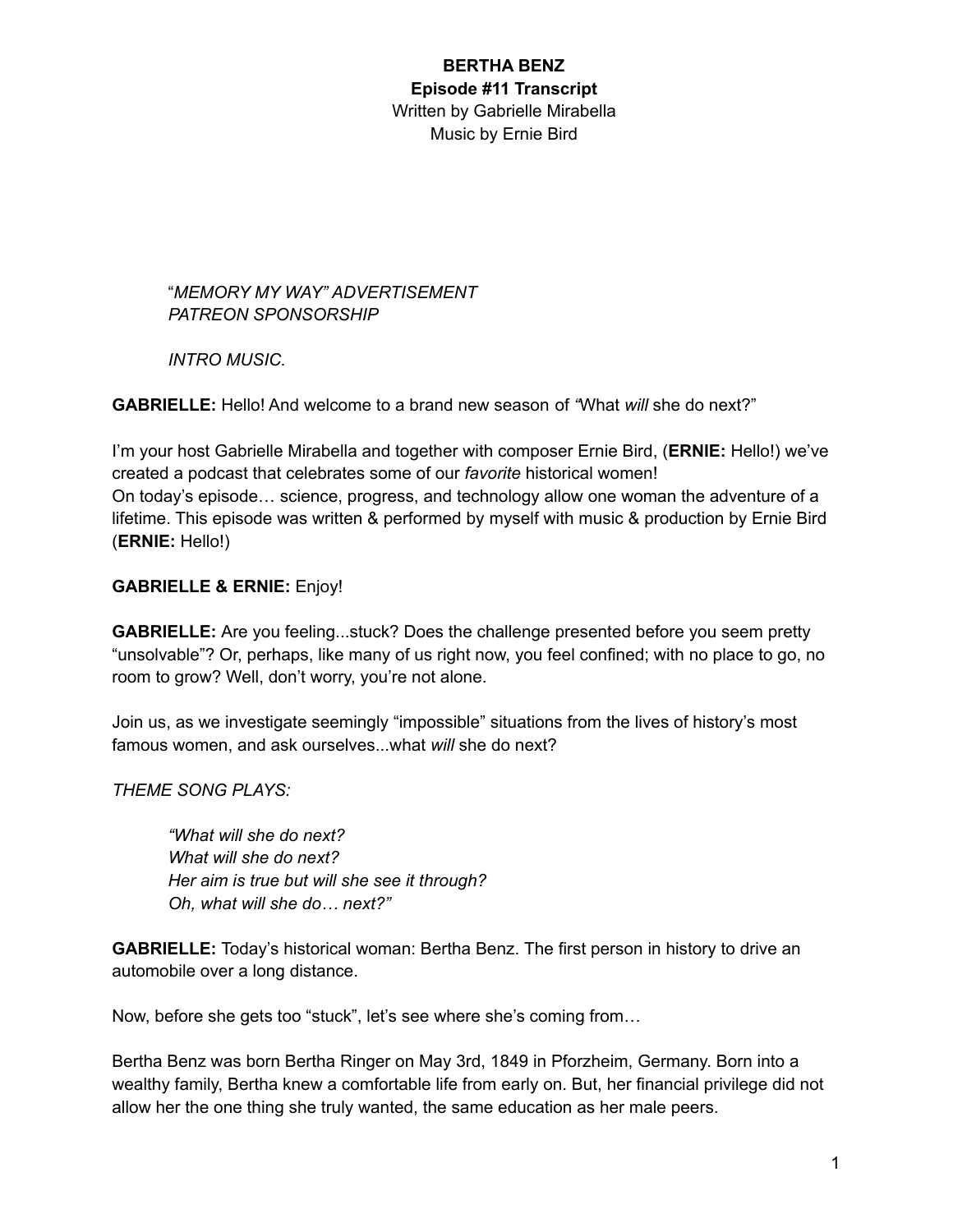**BERTHA BENZ**
**Episode #11 Transcript**
Written by Gabrielle Mirabella
Music by Ernie Bird

"*MEMORY MY WAY" ADVERTISEMENT*
*PATREON SPONSORSHIP*

*INTRO MUSIC.*

**GABRIELLE:** Hello! And welcome to a brand new season of *"*What *will* she do next?"

I'm your host Gabrielle Mirabella and together with composer Ernie Bird, (**ERNIE:** Hello!) we've created a podcast that celebrates some of our *favorite* historical women!
On today's episode… science, progress, and technology allow one woman the adventure of a lifetime. This episode was written & performed by myself with music & production by Ernie Bird (**ERNIE:** Hello!)

**GABRIELLE & ERNIE:** Enjoy!

**GABRIELLE:** Are you feeling...stuck? Does the challenge presented before you seem pretty "unsolvable"? Or, perhaps, like many of us right now, you feel confined; with no place to go, no room to grow? Well, don't worry, you're not alone.

Join us, as we investigate seemingly "impossible" situations from the lives of history's most famous women, and ask ourselves...what *will* she do next?

*THEME SONG PLAYS:*

*"What will she do next?*
*What will she do next?*
*Her aim is true but will she see it through?*
*Oh, what will she do… next?"*

**GABRIELLE:** Today's historical woman: Bertha Benz. The first person in history to drive an automobile over a long distance.

Now, before she gets too "stuck", let's see where she's coming from…

Bertha Benz was born Bertha Ringer on May 3rd, 1849 in Pforzheim, Germany. Born into a wealthy family, Bertha knew a comfortable life from early on. But, her financial privilege did not allow her the one thing she truly wanted, the same education as her male peers.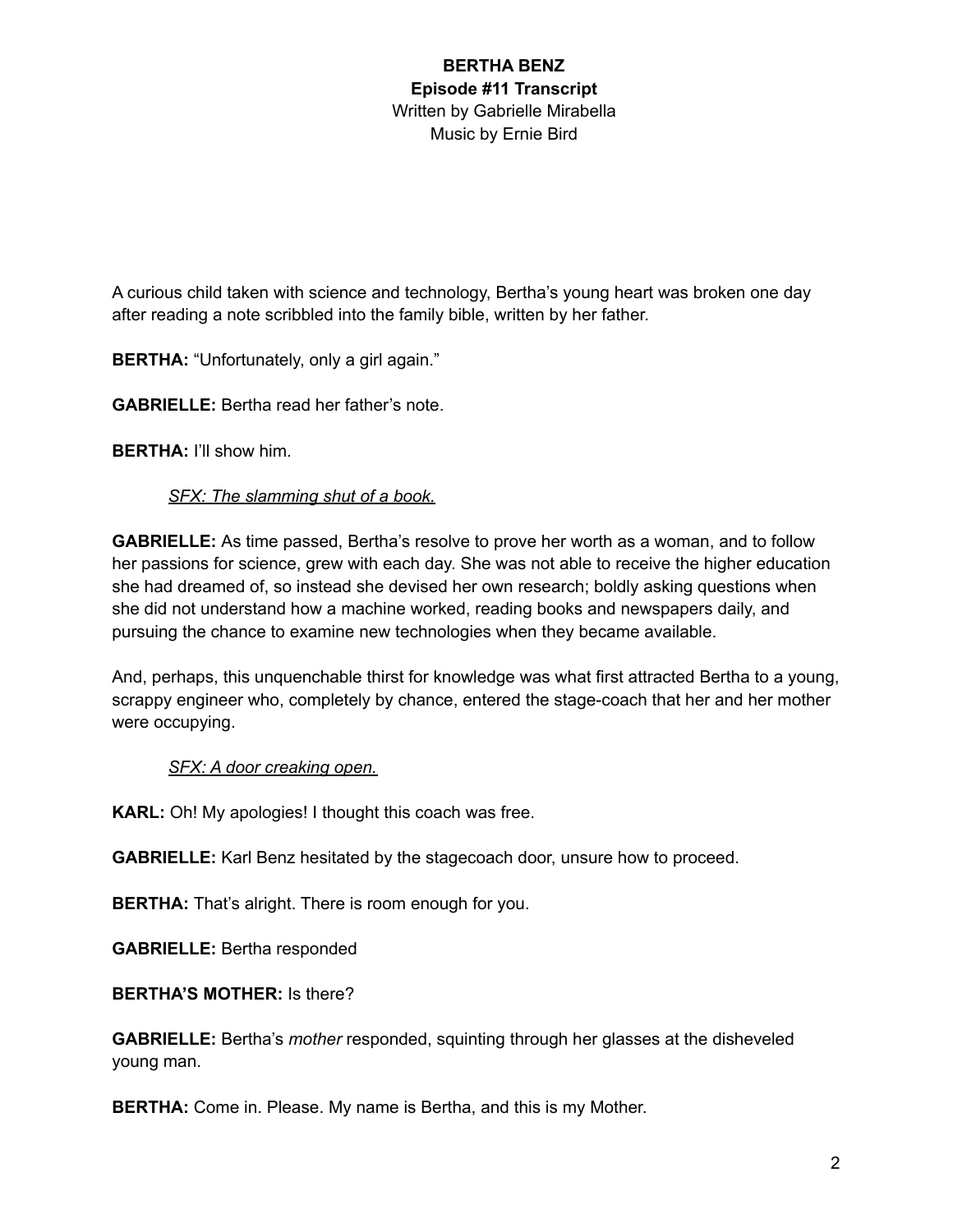**BERTHA BENZ**
**Episode #11 Transcript**
Written by Gabrielle Mirabella
Music by Ernie Bird

A curious child taken with science and technology, Bertha's young heart was broken one day after reading a note scribbled into the family bible, written by her father.

**BERTHA:** "Unfortunately, only a girl again."

**GABRIELLE:** Bertha read her father's note.

**BERTHA:** I'll show him.

*SFX: The slamming shut of a book.*

**GABRIELLE:** As time passed, Bertha's resolve to prove her worth as a woman, and to follow her passions for science, grew with each day. She was not able to receive the higher education she had dreamed of, so instead she devised her own research; boldly asking questions when she did not understand how a machine worked, reading books and newspapers daily, and pursuing the chance to examine new technologies when they became available.

And, perhaps, this unquenchable thirst for knowledge was what first attracted Bertha to a young, scrappy engineer who, completely by chance, entered the stage-coach that her and her mother were occupying.

*SFX: A door creaking open.*

**KARL:** Oh! My apologies! I thought this coach was free.

**GABRIELLE:** Karl Benz hesitated by the stagecoach door, unsure how to proceed.

**BERTHA:** That's alright. There is room enough for you.

**GABRIELLE:** Bertha responded

**BERTHA'S MOTHER:** Is there?

**GABRIELLE:** Bertha's *mother* responded, squinting through her glasses at the disheveled young man.

**BERTHA:** Come in. Please. My name is Bertha, and this is my Mother.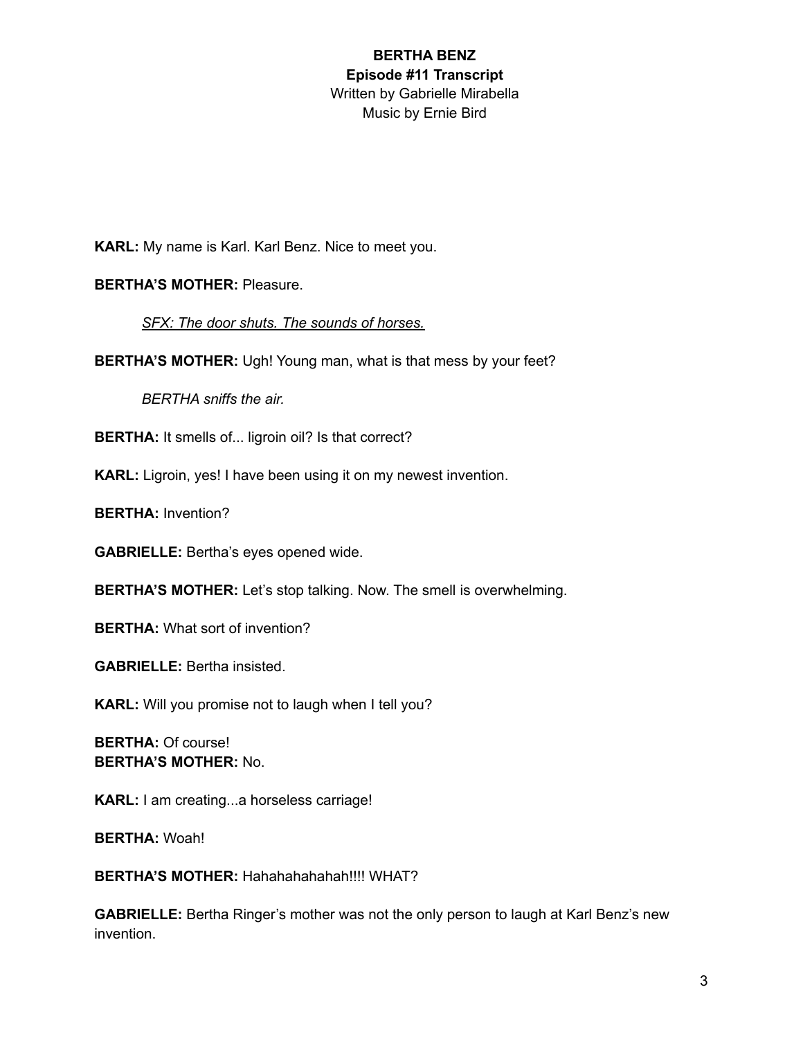**BERTHA BENZ**
**Episode #11 Transcript**
Written by Gabrielle Mirabella
Music by Ernie Bird

**KARL:** My name is Karl. Karl Benz. Nice to meet you.

**BERTHA'S MOTHER:** Pleasure.

*SFX: The door shuts. The sounds of horses.*

**BERTHA'S MOTHER:** Ugh! Young man, what is that mess by your feet?

*BERTHA sniffs the air.*

**BERTHA:** It smells of... ligroin oil? Is that correct?

**KARL:** Ligroin, yes! I have been using it on my newest invention.

**BERTHA:** Invention?

**GABRIELLE:** Bertha's eyes opened wide.

**BERTHA'S MOTHER:** Let's stop talking. Now. The smell is overwhelming.

**BERTHA:** What sort of invention?

**GABRIELLE:** Bertha insisted.

**KARL:** Will you promise not to laugh when I tell you?

**BERTHA:** Of course!
**BERTHA'S MOTHER:** No.

**KARL:** I am creating...a horseless carriage!

**BERTHA:** Woah!

**BERTHA'S MOTHER:** Hahahahahahah!!!! WHAT?

**GABRIELLE:** Bertha Ringer's mother was not the only person to laugh at Karl Benz's new invention.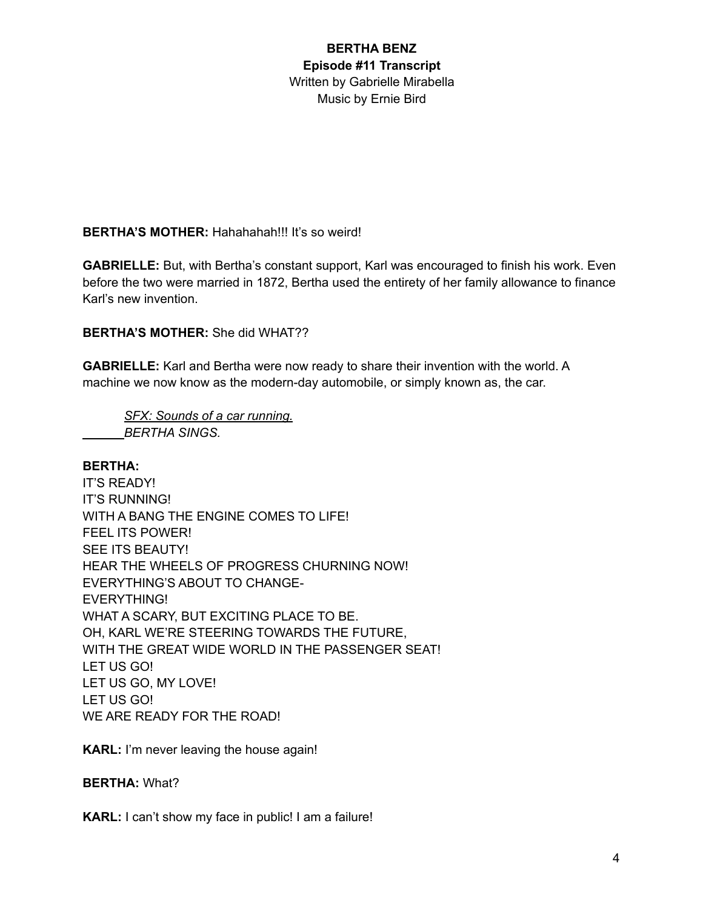**BERTHA BENZ**
**Episode #11 Transcript**
Written by Gabrielle Mirabella
Music by Ernie Bird

**BERTHA'S MOTHER:** Hahahahah!!! It's so weird!

**GABRIELLE:** But, with Bertha's constant support, Karl was encouraged to finish his work. Even before the two were married in 1872, Bertha used the entirety of her family allowance to finance Karl's new invention.

**BERTHA'S MOTHER:** She did WHAT??

**GABRIELLE:** Karl and Bertha were now ready to share their invention with the world. A machine we now know as the modern-day automobile, or simply known as, the car.

*SFX: Sounds of a car running.*
*BERTHA SINGS.*

**BERTHA:**
IT'S READY!
IT'S RUNNING!
WITH A BANG THE ENGINE COMES TO LIFE!
FEEL ITS POWER!
SEE ITS BEAUTY!
HEAR THE WHEELS OF PROGRESS CHURNING NOW!
EVERYTHING'S ABOUT TO CHANGE-
EVERYTHING!
WHAT A SCARY, BUT EXCITING PLACE TO BE.
OH, KARL WE'RE STEERING TOWARDS THE FUTURE,
WITH THE GREAT WIDE WORLD IN THE PASSENGER SEAT!
LET US GO!
LET US GO, MY LOVE!
LET US GO!
WE ARE READY FOR THE ROAD!

**KARL:** I'm never leaving the house again!

**BERTHA:** What?

**KARL:** I can't show my face in public! I am a failure!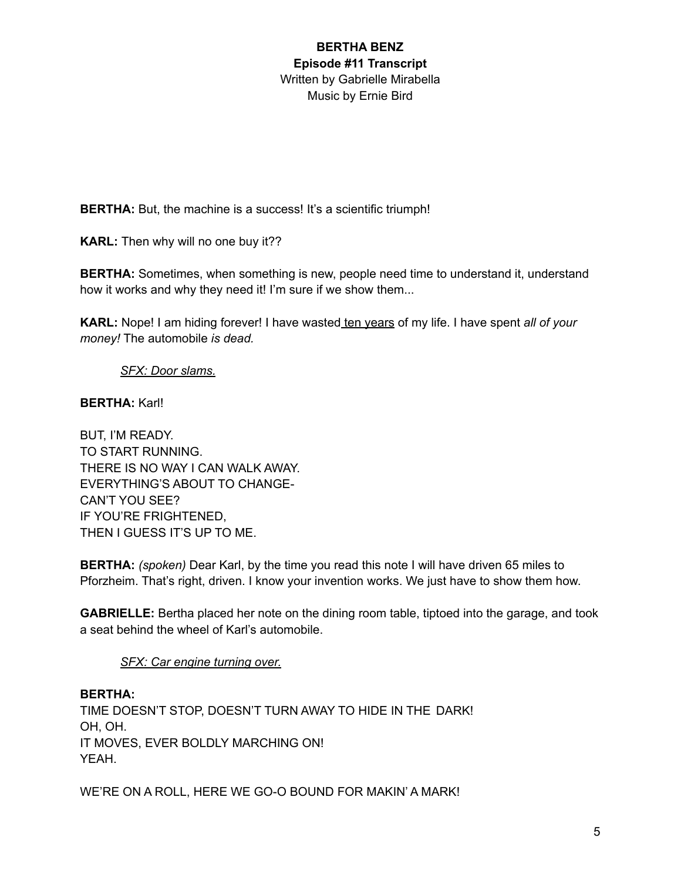**BERTHA BENZ**
**Episode #11 Transcript**
Written by Gabrielle Mirabella
Music by Ernie Bird

**BERTHA:** But, the machine is a success! It's a scientific triumph!

**KARL:** Then why will no one buy it??

**BERTHA:** Sometimes, when something is new, people need time to understand it, understand how it works and why they need it! I'm sure if we show them...

**KARL:** Nope! I am hiding forever! I have wasted <u>ten years</u> of my life. I have spent *all of your money!* The automobile *is dead.*

> *<u>SFX: Door slams.</u>*

**BERTHA:** Karl!

BUT, I'M READY.
TO START RUNNING.
THERE IS NO WAY I CAN WALK AWAY.
EVERYTHING'S ABOUT TO CHANGE-
CAN'T YOU SEE?
IF YOU'RE FRIGHTENED,
THEN I GUESS IT'S UP TO ME.

**BERTHA:** *(spoken)* Dear Karl, by the time you read this note I will have driven 65 miles to Pforzheim. That's right, driven. I know your invention works. We just have to show them how.

**GABRIELLE:** Bertha placed her note on the dining room table, tiptoed into the garage, and took a seat behind the wheel of Karl's automobile.

> *<u>SFX: Car engine turning over.</u>*

**BERTHA:**
TIME DOESN'T STOP, DOESN'T TURN AWAY TO HIDE IN THE DARK!
OH, OH.
IT MOVES, EVER BOLDLY MARCHING ON!
YEAH.

WE'RE ON A ROLL, HERE WE GO-O BOUND FOR MAKIN' A MARK!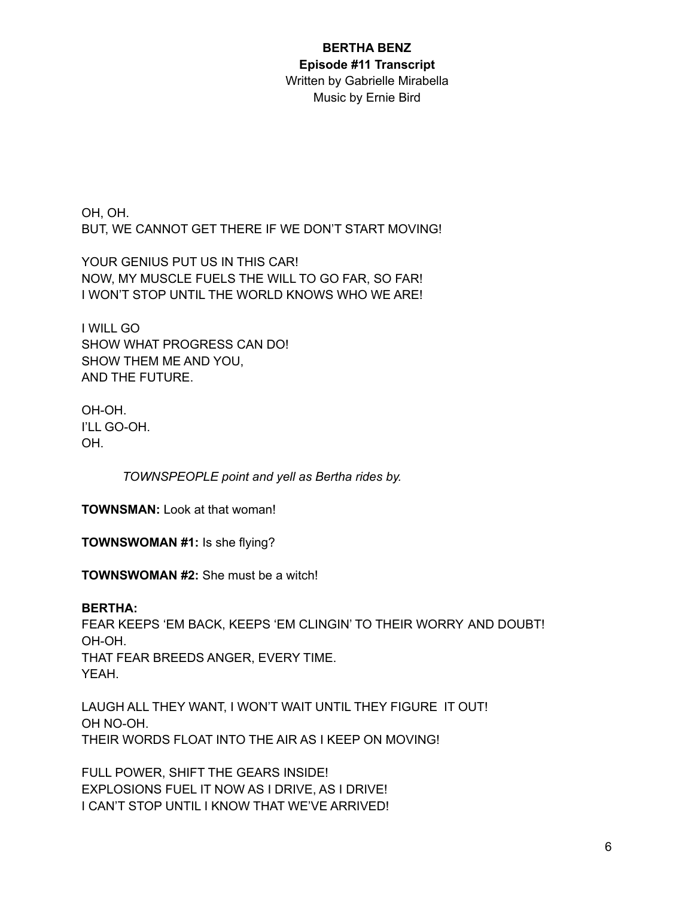**BERTHA BENZ**
**Episode #11 Transcript**
Written by Gabrielle Mirabella
Music by Ernie Bird

OH, OH.
BUT, WE CANNOT GET THERE IF WE DON'T START MOVING!

YOUR GENIUS PUT US IN THIS CAR!
NOW, MY MUSCLE FUELS THE WILL TO GO FAR, SO FAR!
I WON'T STOP UNTIL THE WORLD KNOWS WHO WE ARE!

I WILL GO
SHOW WHAT PROGRESS CAN DO!
SHOW THEM ME AND YOU,
AND THE FUTURE.

OH-OH.
I'LL GO-OH.
OH.

*TOWNSPEOPLE point and yell as Bertha rides by.*

**TOWNSMAN:** Look at that woman!

**TOWNSWOMAN #1:** Is she flying?

**TOWNSWOMAN #2:** She must be a witch!

**BERTHA:**
FEAR KEEPS 'EM BACK, KEEPS 'EM CLINGIN' TO THEIR WORRY AND DOUBT!
OH-OH.
THAT FEAR BREEDS ANGER, EVERY TIME.
YEAH.

LAUGH ALL THEY WANT, I WON'T WAIT UNTIL THEY FIGURE IT OUT!
OH NO-OH.
THEIR WORDS FLOAT INTO THE AIR AS I KEEP ON MOVING!

FULL POWER, SHIFT THE GEARS INSIDE!
EXPLOSIONS FUEL IT NOW AS I DRIVE, AS I DRIVE!
I CAN'T STOP UNTIL I KNOW THAT WE'VE ARRIVED!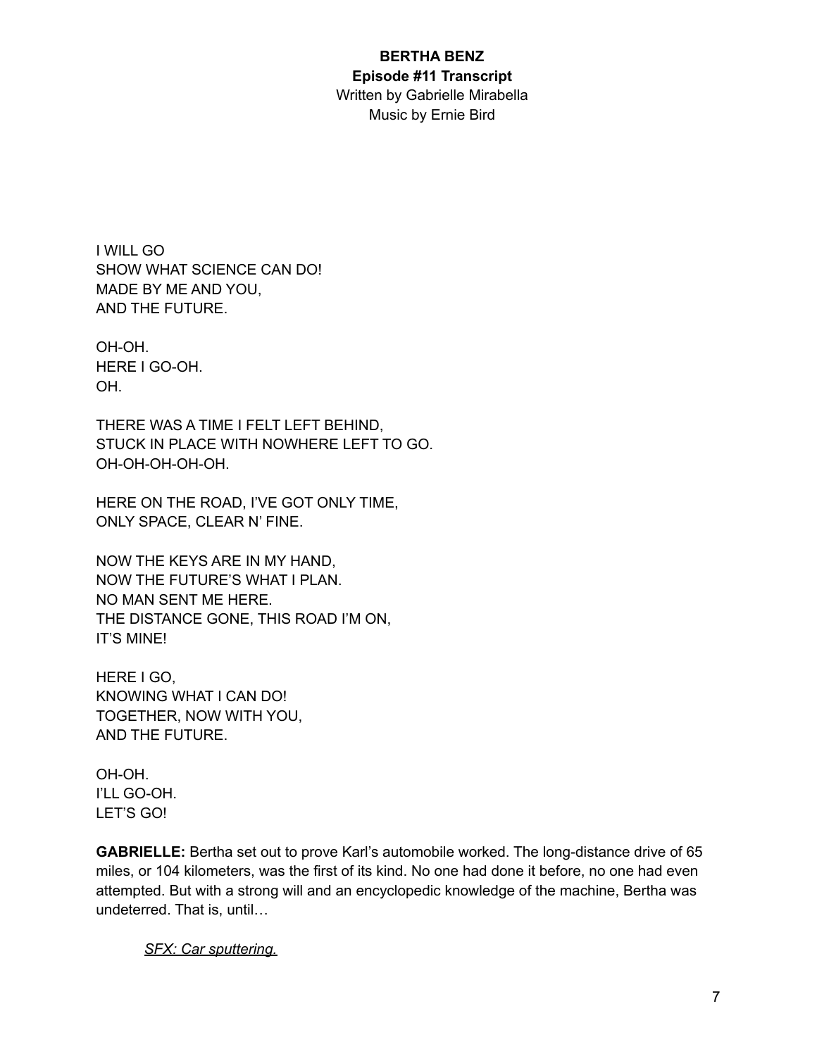**BERTHA BENZ**
**Episode #11 Transcript**
Written by Gabrielle Mirabella
Music by Ernie Bird

I WILL GO
SHOW WHAT SCIENCE CAN DO!
MADE BY ME AND YOU,
AND THE FUTURE.

OH-OH.
HERE I GO-OH.
OH.

THERE WAS A TIME I FELT LEFT BEHIND,
STUCK IN PLACE WITH NOWHERE LEFT TO GO.
OH-OH-OH-OH-OH.

HERE ON THE ROAD, I'VE GOT ONLY TIME,
ONLY SPACE, CLEAR N' FINE.

NOW THE KEYS ARE IN MY HAND,
NOW THE FUTURE'S WHAT I PLAN.
NO MAN SENT ME HERE.
THE DISTANCE GONE, THIS ROAD I'M ON,
IT'S MINE!

HERE I GO,
KNOWING WHAT I CAN DO!
TOGETHER, NOW WITH YOU,
AND THE FUTURE.

OH-OH.
I'LL GO-OH.
LET'S GO!

**GABRIELLE:** Bertha set out to prove Karl's automobile worked. The long-distance drive of 65 miles, or 104 kilometers, was the first of its kind. No one had done it before, no one had even attempted. But with a strong will and an encyclopedic knowledge of the machine, Bertha was undeterred. That is, until…

*SFX: Car sputtering.*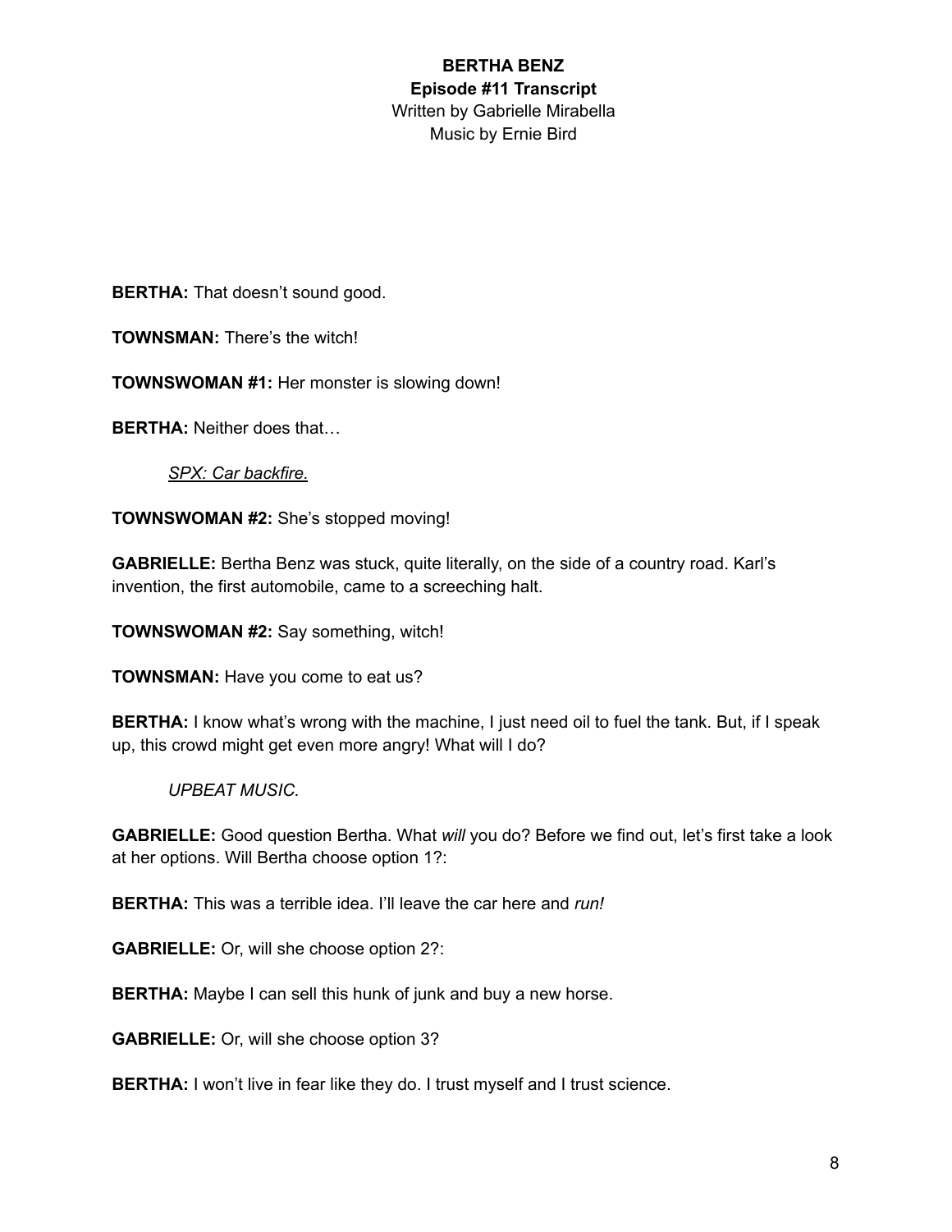**BERTHA BENZ**
**Episode #11 Transcript**
Written by Gabrielle Mirabella
Music by Ernie Bird

**BERTHA:** That doesn't sound good.

**TOWNSMAN:** There's the witch!

**TOWNSWOMAN #1:** Her monster is slowing down!

**BERTHA:** Neither does that…

*SPX: Car backfire.*

**TOWNSWOMAN #2:** She's stopped moving!

**GABRIELLE:** Bertha Benz was stuck, quite literally, on the side of a country road. Karl's invention, the first automobile, came to a screeching halt.

**TOWNSWOMAN #2:** Say something, witch!

**TOWNSMAN:** Have you come to eat us?

**BERTHA:** I know what's wrong with the machine, I just need oil to fuel the tank. But, if I speak up, this crowd might get even more angry! What will I do?

*UPBEAT MUSIC.*

**GABRIELLE:** Good question Bertha. What *will* you do? Before we find out, let's first take a look at her options. Will Bertha choose option 1?:

**BERTHA:** This was a terrible idea. I'll leave the car here and *run!*

**GABRIELLE:** Or, will she choose option 2?:

**BERTHA:** Maybe I can sell this hunk of junk and buy a new horse.

**GABRIELLE:** Or, will she choose option 3?

**BERTHA:** I won't live in fear like they do. I trust myself and I trust science.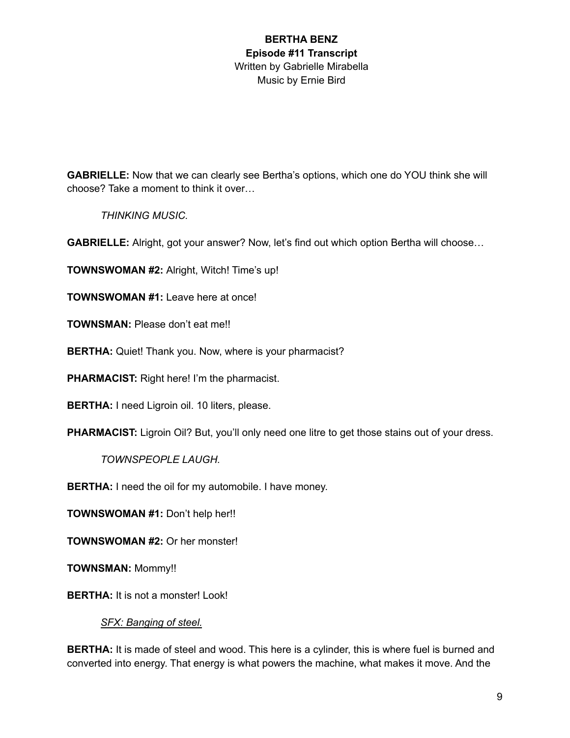**BERTHA BENZ**
**Episode #11 Transcript**
Written by Gabrielle Mirabella
Music by Ernie Bird

**GABRIELLE:** Now that we can clearly see Bertha's options, which one do YOU think she will choose? Take a moment to think it over…

*THINKING MUSIC.*

**GABRIELLE:** Alright, got your answer? Now, let's find out which option Bertha will choose…

**TOWNSWOMAN #2:** Alright, Witch! Time's up!

**TOWNSWOMAN #1:** Leave here at once!

**TOWNSMAN:** Please don't eat me!!

**BERTHA:** Quiet! Thank you. Now, where is your pharmacist?

**PHARMACIST:** Right here! I'm the pharmacist.

**BERTHA:** I need Ligroin oil. 10 liters, please.

**PHARMACIST:** Ligroin Oil? But, you'll only need one litre to get those stains out of your dress.

*TOWNSPEOPLE LAUGH.*

**BERTHA:** I need the oil for my automobile. I have money.

**TOWNSWOMAN #1:** Don't help her!!

**TOWNSWOMAN #2:** Or her monster!

**TOWNSMAN:** Mommy!!

**BERTHA:** It is not a monster! Look!

*<u>SFX: Banging of steel.</u>*

**BERTHA:** It is made of steel and wood. This here is a cylinder, this is where fuel is burned and converted into energy. That energy is what powers the machine, what makes it move. And the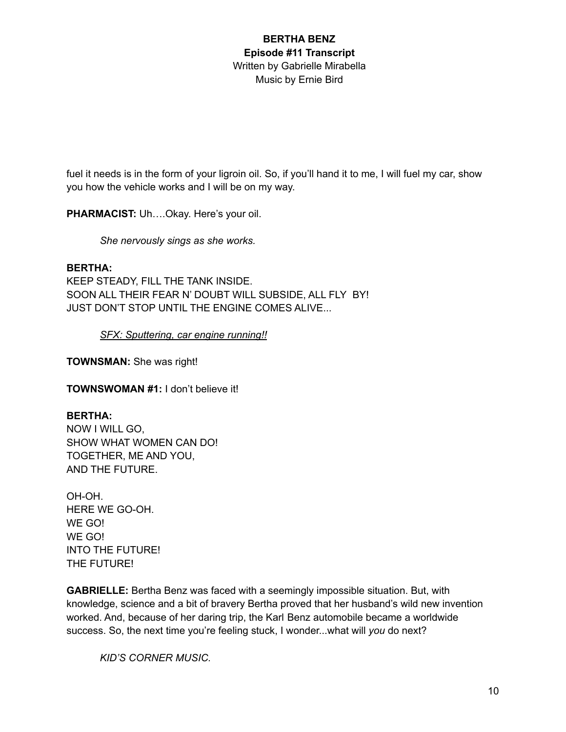fuel it needs is in the form of your ligroin oil. So, if you'll hand it to me, I will fuel my car, show you how the vehicle works and I will be on my way.

**PHARMACIST:** Uh….Okay. Here's your oil.

*She nervously sings as she works.*

**BERTHA:**
KEEP STEADY, FILL THE TANK INSIDE.
SOON ALL THEIR FEAR N' DOUBT WILL SUBSIDE, ALL FLY BY!
JUST DON'T STOP UNTIL THE ENGINE COMES ALIVE...

*SFX: Sputtering, car engine running!!*

**TOWNSMAN:** She was right!

**TOWNSWOMAN #1:** I don't believe it!

**BERTHA:**
NOW I WILL GO,
SHOW WHAT WOMEN CAN DO!
TOGETHER, ME AND YOU,
AND THE FUTURE.

OH-OH.
HERE WE GO-OH.
WE GO!
WE GO!
INTO THE FUTURE!
THE FUTURE!

**GABRIELLE:** Bertha Benz was faced with a seemingly impossible situation. But, with knowledge, science and a bit of bravery Bertha proved that her husband's wild new invention worked. And, because of her daring trip, the Karl Benz automobile became a worldwide success. So, the next time you're feeling stuck, I wonder...what will *you* do next?

*KID'S CORNER MUSIC.*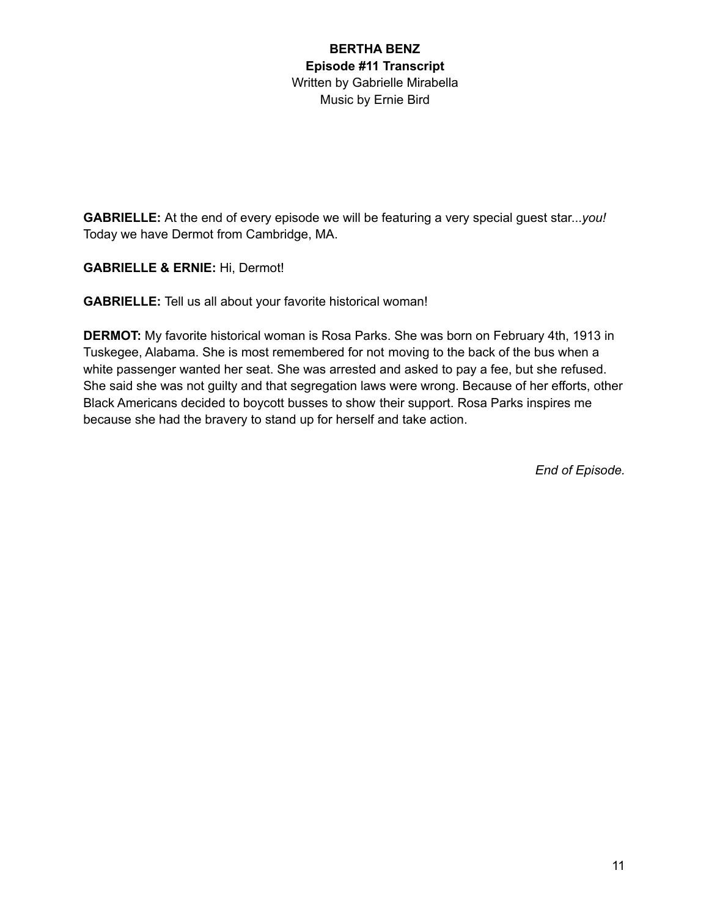**BERTHA BENZ**
**Episode #11 Transcript**
Written by Gabrielle Mirabella
Music by Ernie Bird

**GABRIELLE:** At the end of every episode we will be featuring a very special guest star...*you!* Today we have Dermot from Cambridge, MA.

**GABRIELLE & ERNIE:** Hi, Dermot!

**GABRIELLE:** Tell us all about your favorite historical woman!

**DERMOT:** My favorite historical woman is Rosa Parks. She was born on February 4th, 1913 in Tuskegee, Alabama. She is most remembered for not moving to the back of the bus when a white passenger wanted her seat. She was arrested and asked to pay a fee, but she refused. She said she was not guilty and that segregation laws were wrong. Because of her efforts, other Black Americans decided to boycott busses to show their support. Rosa Parks inspires me because she had the bravery to stand up for herself and take action.

*End of Episode.*